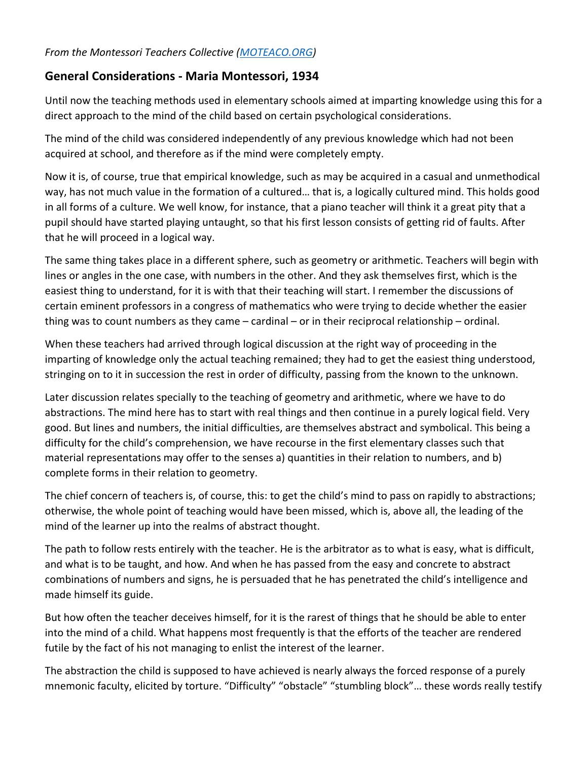*From the Montessori Teachers Collective ([MOTEACO.ORG](MOTEACO.ORG))*

## General Considerations - Maria Montessori, 1934

Until now the teaching methods used in elementary schools aimed at imparting knowledge using this for a direct approach to the mind of the child based on certain psychological considerations.

The mind of the child was considered independently of any previous knowledge which had not been acquired at school, and therefore as if the mind were completely empty.

Now it is, of course, true that empirical knowledge, such as may be acquired in a casual and unmethodical way, has not much value in the formation of a cultured… that is, a logically cultured mind. This holds good in all forms of a culture. We well know, for instance, that a piano teacher will think it a great pity that a pupil should have started playing untaught, so that his first lesson consists of getting rid of faults. After that he will proceed in a logical way.

The same thing takes place in a different sphere, such as geometry or arithmetic. Teachers will begin with lines or angles in the one case, with numbers in the other. And they ask themselves first, which is the easiest thing to understand, for it is with that their teaching will start. I remember the discussions of certain eminent professors in a congress of mathematics who were trying to decide whether the easier thing was to count numbers as they came – cardinal – or in their reciprocal relationship – ordinal.

When these teachers had arrived through logical discussion at the right way of proceeding in the imparting of knowledge only the actual teaching remained; they had to get the easiest thing understood, stringing on to it in succession the rest in order of difficulty, passing from the known to the unknown.

Later discussion relates specially to the teaching of geometry and arithmetic, where we have to do abstractions. The mind here has to start with real things and then continue in a purely logical field. Very good. But lines and numbers, the initial difficulties, are themselves abstract and symbolical. This being a difficulty for the child's comprehension, we have recourse in the first elementary classes such that material representations may offer to the senses a) quantities in their relation to numbers, and b) complete forms in their relation to geometry.

The chief concern of teachers is, of course, this: to get the child's mind to pass on rapidly to abstractions; otherwise, the whole point of teaching would have been missed, which is, above all, the leading of the mind of the learner up into the realms of abstract thought.

The path to follow rests entirely with the teacher. He is the arbitrator as to what is easy, what is difficult, and what is to be taught, and how. And when he has passed from the easy and concrete to abstract combinations of numbers and signs, he is persuaded that he has penetrated the child's intelligence and made himself its guide.

But how often the teacher deceives himself, for it is the rarest of things that he should be able to enter into the mind of a child. What happens most frequently is that the efforts of the teacher are rendered futile by the fact of his not managing to enlist the interest of the learner.

The abstraction the child is supposed to have achieved is nearly always the forced response of a purely mnemonic faculty, elicited by torture. "Difficulty" "obstacle" "stumbling block"… these words really testify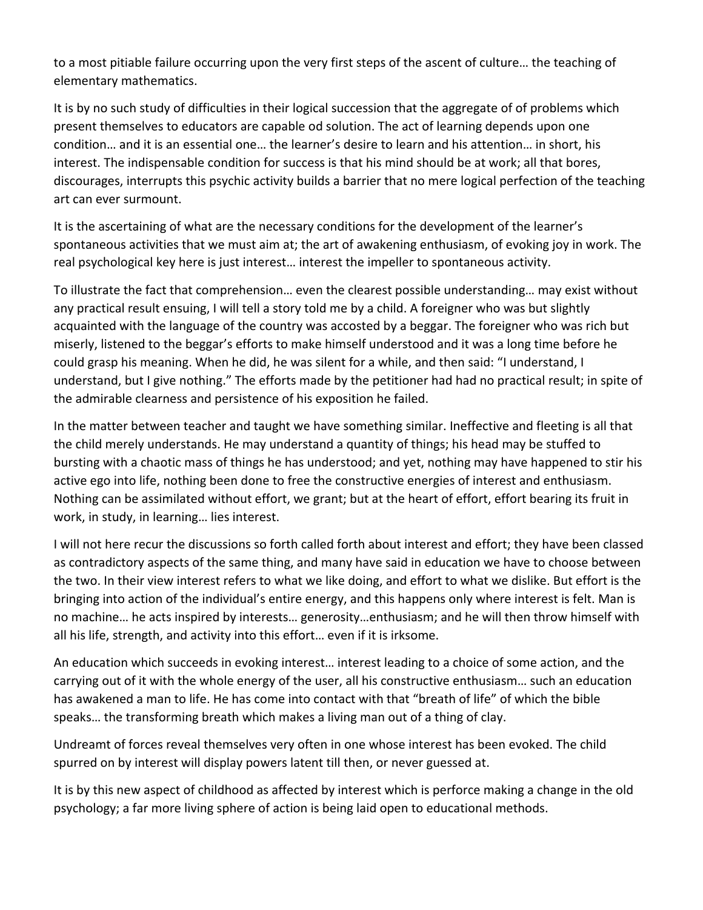to a most pitiable failure occurring upon the very first steps of the ascent of culture… the teaching of elementary mathematics.

It is by no such study of difficulties in their logical succession that the aggregate of of problems which present themselves to educators are capable od solution. The act of learning depends upon one condition… and it is an essential one… the learner's desire to learn and his attention… in short, his interest. The indispensable condition for success is that his mind should be at work; all that bores, discourages, interrupts this psychic activity builds a barrier that no mere logical perfection of the teaching art can ever surmount.

It is the ascertaining of what are the necessary conditions for the development of the learner's spontaneous activities that we must aim at; the art of awakening enthusiasm, of evoking joy in work. The real psychological key here is just interest… interest the impeller to spontaneous activity.

To illustrate the fact that comprehension… even the clearest possible understanding… may exist without any practical result ensuing, I will tell a story told me by a child. A foreigner who was but slightly acquainted with the language of the country was accosted by a beggar. The foreigner who was rich but miserly, listened to the beggar's efforts to make himself understood and it was a long time before he could grasp his meaning. When he did, he was silent for a while, and then said: "I understand, I understand, but I give nothing." The efforts made by the petitioner had had no practical result; in spite of the admirable clearness and persistence of his exposition he failed.

In the matter between teacher and taught we have something similar. Ineffective and fleeting is all that the child merely understands. He may understand a quantity of things; his head may be stuffed to bursting with a chaotic mass of things he has understood; and yet, nothing may have happened to stir his active ego into life, nothing been done to free the constructive energies of interest and enthusiasm. Nothing can be assimilated without effort, we grant; but at the heart of effort, effort bearing its fruit in work, in study, in learning… lies interest.

I will not here recur the discussions so forth called forth about interest and effort; they have been classed as contradictory aspects of the same thing, and many have said in education we have to choose between the two. In their view interest refers to what we like doing, and effort to what we dislike. But effort is the bringing into action of the individual's entire energy, and this happens only where interest is felt. Man is no machine… he acts inspired by interests… generosity…enthusiasm; and he will then throw himself with all his life, strength, and activity into this effort… even if it is irksome.

An education which succeeds in evoking interest… interest leading to a choice of some action, and the carrying out of it with the whole energy of the user, all his constructive enthusiasm… such an education has awakened a man to life. He has come into contact with that "breath of life" of which the bible speaks… the transforming breath which makes a living man out of a thing of clay.

Undreamt of forces reveal themselves very often in one whose interest has been evoked. The child spurred on by interest will display powers latent till then, or never guessed at.

It is by this new aspect of childhood as affected by interest which is perforce making a change in the old psychology; a far more living sphere of action is being laid open to educational methods.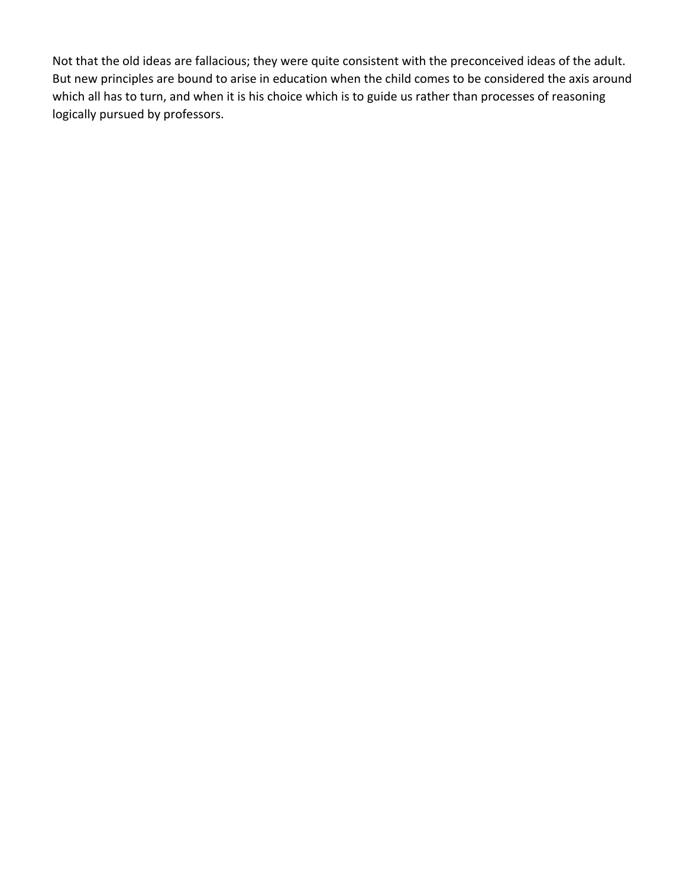Not that the old ideas are fallacious; they were quite consistent with the preconceived ideas of the adult. But new principles are bound to arise in education when the child comes to be considered the axis around which all has to turn, and when it is his choice which is to guide us rather than processes of reasoning logically pursued by professors.